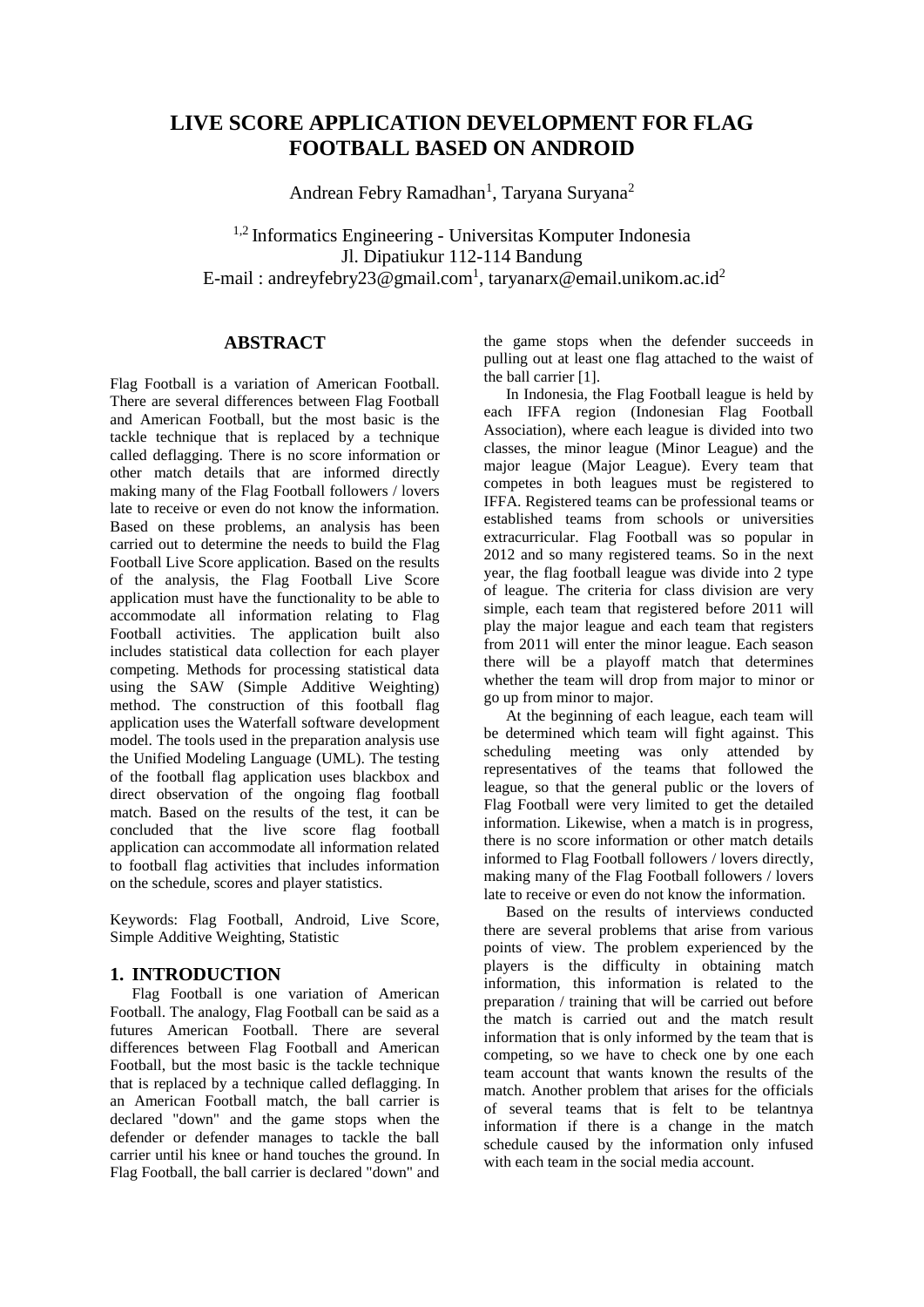# LIVE SCORE APPLICATION DEVELOPMENT FOR FLAG FOOTBALL BASED ON ANDROID

Andrean Febry Ramadhan[1], Taryana Suryana[2]

[1,2] Informatics Engineering - Universitas Komputer Indonesia
Jl. Dipatiukur 112-114 Bandung
E-mail : andreyfebry23@gmail.com[1], taryanarx@email.unikom.ac.id[2]

## ABSTRACT

Flag Football is a variation of American Football. There are several differences between Flag Football and American Football, but the most basic is the tackle technique that is replaced by a technique called deflagging. There is no score information or other match details that are informed directly making many of the Flag Football followers / lovers late to receive or even do not know the information. Based on these problems, an analysis has been carried out to determine the needs to build the Flag Football Live Score application. Based on the results of the analysis, the Flag Football Live Score application must have the functionality to be able to accommodate all information relating to Flag Football activities. The application built also includes statistical data collection for each player competing. Methods for processing statistical data using the SAW (Simple Additive Weighting) method. The construction of this football flag application uses the Waterfall software development model. The tools used in the preparation analysis use the Unified Modeling Language (UML). The testing of the football flag application uses blackbox and direct observation of the ongoing flag football match. Based on the results of the test, it can be concluded that the live score flag football application can accommodate all information related to football flag activities that includes information on the schedule, scores and player statistics.

Keywords: Flag Football, Android, Live Score, Simple Additive Weighting, Statistic

## 1. INTRODUCTION

Flag Football is one variation of American Football. The analogy, Flag Football can be said as a futures American Football. There are several differences between Flag Football and American Football, but the most basic is the tackle technique that is replaced by a technique called deflagging. In an American Football match, the ball carrier is declared "down" and the game stops when the defender or defender manages to tackle the ball carrier until his knee or hand touches the ground. In Flag Football, the ball carrier is declared "down" and the game stops when the defender succeeds in pulling out at least one flag attached to the waist of the ball carrier [1].

In Indonesia, the Flag Football league is held by each IFFA region (Indonesian Flag Football Association), where each league is divided into two classes, the minor league (Minor League) and the major league (Major League). Every team that competes in both leagues must be registered to IFFA. Registered teams can be professional teams or established teams from schools or universities extracurricular. Flag Football was so popular in 2012 and so many registered teams. So in the next year, the flag football league was divide into 2 type of league. The criteria for class division are very simple, each team that registered before 2011 will play the major league and each team that registers from 2011 will enter the minor league. Each season there will be a playoff match that determines whether the team will drop from major to minor or go up from minor to major.

At the beginning of each league, each team will be determined which team will fight against. This scheduling meeting was only attended by representatives of the teams that followed the league, so that the general public or the lovers of Flag Football were very limited to get the detailed information. Likewise, when a match is in progress, there is no score information or other match details informed to Flag Football followers / lovers directly, making many of the Flag Football followers / lovers late to receive or even do not know the information.

Based on the results of interviews conducted there are several problems that arise from various points of view. The problem experienced by the players is the difficulty in obtaining match information, this information is related to the preparation / training that will be carried out before the match is carried out and the match result information that is only informed by the team that is competing, so we have to check one by one each team account that wants known the results of the match. Another problem that arises for the officials of several teams that is felt to be telantnya information if there is a change in the match schedule caused by the information only infused with each team in the social media account.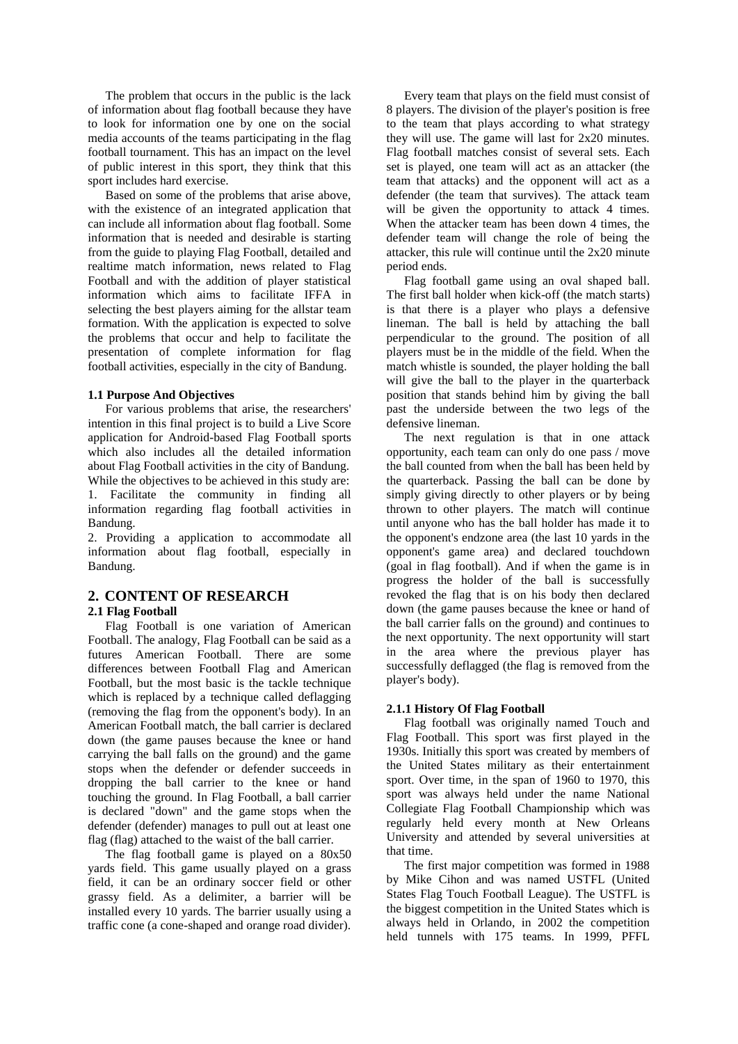The problem that occurs in the public is the lack of information about flag football because they have to look for information one by one on the social media accounts of the teams participating in the flag football tournament. This has an impact on the level of public interest in this sport, they think that this sport includes hard exercise.

Based on some of the problems that arise above, with the existence of an integrated application that can include all information about flag football. Some information that is needed and desirable is starting from the guide to playing Flag Football, detailed and realtime match information, news related to Flag Football and with the addition of player statistical information which aims to facilitate IFFA in selecting the best players aiming for the allstar team formation. With the application is expected to solve the problems that occur and help to facilitate the presentation of complete information for flag football activities, especially in the city of Bandung.

**1.1 Purpose And Objectives**

For various problems that arise, the researchers' intention in this final project is to build a Live Score application for Android-based Flag Football sports which also includes all the detailed information about Flag Football activities in the city of Bandung. While the objectives to be achieved in this study are:

1. Facilitate the community in finding all information regarding flag football activities in Bandung.
2. Providing a application to accommodate all information about flag football, especially in Bandung.

## 2. CONTENT OF RESEARCH

**2.1 Flag Football**

Flag Football is one variation of American Football. The analogy, Flag Football can be said as a futures American Football. There are some differences between Football Flag and American Football, but the most basic is the tackle technique which is replaced by a technique called deflagging (removing the flag from the opponent's body). In an American Football match, the ball carrier is declared down (the game pauses because the knee or hand carrying the ball falls on the ground) and the game stops when the defender or defender succeeds in dropping the ball carrier to the knee or hand touching the ground. In Flag Football, a ball carrier is declared "down" and the game stops when the defender (defender) manages to pull out at least one flag (flag) attached to the waist of the ball carrier.

The flag football game is played on a 80x50 yards field. This game usually played on a grass field, it can be an ordinary soccer field or other grassy field. As a delimiter, a barrier will be installed every 10 yards. The barrier usually using a traffic cone (a cone-shaped and orange road divider).

Every team that plays on the field must consist of 8 players. The division of the player's position is free to the team that plays according to what strategy they will use. The game will last for 2x20 minutes. Flag football matches consist of several sets. Each set is played, one team will act as an attacker (the team that attacks) and the opponent will act as a defender (the team that survives). The attack team will be given the opportunity to attack 4 times. When the attacker team has been down 4 times, the defender team will change the role of being the attacker, this rule will continue until the 2x20 minute period ends.

Flag football game using an oval shaped ball. The first ball holder when kick-off (the match starts) is that there is a player who plays a defensive lineman. The ball is held by attaching the ball perpendicular to the ground. The position of all players must be in the middle of the field. When the match whistle is sounded, the player holding the ball will give the ball to the player in the quarterback position that stands behind him by giving the ball past the underside between the two legs of the defensive lineman.

The next regulation is that in one attack opportunity, each team can only do one pass / move the ball counted from when the ball has been held by the quarterback. Passing the ball can be done by simply giving directly to other players or by being thrown to other players. The match will continue until anyone who has the ball holder has made it to the opponent's endzone area (the last 10 yards in the opponent's game area) and declared touchdown (goal in flag football). And if when the game is in progress the holder of the ball is successfully revoked the flag that is on his body then declared down (the game pauses because the knee or hand of the ball carrier falls on the ground) and continues to the next opportunity. The next opportunity will start in the area where the previous player has successfully deflagged (the flag is removed from the player's body).

**2.1.1 History Of Flag Football**

Flag football was originally named Touch and Flag Football. This sport was first played in the 1930s. Initially this sport was created by members of the United States military as their entertainment sport. Over time, in the span of 1960 to 1970, this sport was always held under the name National Collegiate Flag Football Championship which was regularly held every month at New Orleans University and attended by several universities at that time.

The first major competition was formed in 1988 by Mike Cihon and was named USTFL (United States Flag Touch Football League). The USTFL is the biggest competition in the United States which is always held in Orlando, in 2002 the competition held tunnels with 175 teams. In 1999, PFFL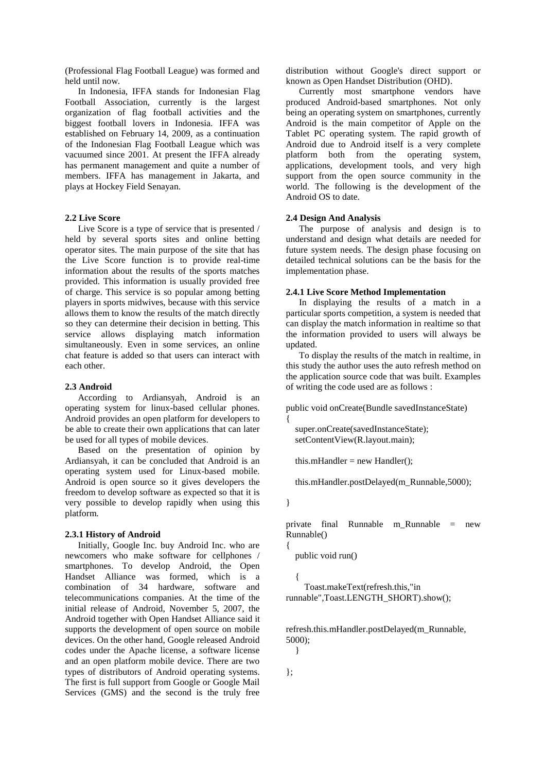(Professional Flag Football League) was formed and held until now.

In Indonesia, IFFA stands for Indonesian Flag Football Association, currently is the largest organization of flag football activities and the biggest football lovers in Indonesia. IFFA was established on February 14, 2009, as a continuation of the Indonesian Flag Football League which was vacuumed since 2001. At present the IFFA already has permanent management and quite a number of members. IFFA has management in Jakarta, and plays at Hockey Field Senayan.

### 2.2 Live Score

Live Score is a type of service that is presented / held by several sports sites and online betting operator sites. The main purpose of the site that has the Live Score function is to provide real-time information about the results of the sports matches provided. This information is usually provided free of charge. This service is so popular among betting players in sports midwives, because with this service allows them to know the results of the match directly so they can determine their decision in betting. This service allows displaying match information simultaneously. Even in some services, an online chat feature is added so that users can interact with each other.

### 2.3 Android

According to Ardiansyah, Android is an operating system for linux-based cellular phones. Android provides an open platform for developers to be able to create their own applications that can later be used for all types of mobile devices.

Based on the presentation of opinion by Ardiansyah, it can be concluded that Android is an operating system used for Linux-based mobile. Android is open source so it gives developers the freedom to develop software as expected so that it is very possible to develop rapidly when using this platform.

### 2.3.1 History of Android

Initially, Google Inc. buy Android Inc. who are newcomers who make software for cellphones / smartphones. To develop Android, the Open Handset Alliance was formed, which is a combination of 34 hardware, software and telecommunications companies. At the time of the initial release of Android, November 5, 2007, the Android together with Open Handset Alliance said it supports the development of open source on mobile devices. On the other hand, Google released Android codes under the Apache license, a software license and an open platform mobile device. There are two types of distributors of Android operating systems. The first is full support from Google or Google Mail Services (GMS) and the second is the truly free distribution without Google's direct support or known as Open Handset Distribution (OHD).

Currently most smartphone vendors have produced Android-based smartphones. Not only being an operating system on smartphones, currently Android is the main competitor of Apple on the Tablet PC operating system. The rapid growth of Android due to Android itself is a very complete platform both from the operating system, applications, development tools, and very high support from the open source community in the world. The following is the development of the Android OS to date.

### 2.4 Design And Analysis

The purpose of analysis and design is to understand and design what details are needed for future system needs. The design phase focusing on detailed technical solutions can be the basis for the implementation phase.

### 2.4.1 Live Score Method Implementation

In displaying the results of a match in a particular sports competition, a system is needed that can display the match information in realtime so that the information provided to users will always be updated.

To display the results of the match in realtime, in this study the author uses the auto refresh method on the application source code that was built. Examples of writing the code used are as follows :

```
public void onCreate(Bundle savedInstanceState)
{
   super.onCreate(savedInstanceState);
   setContentView(R.layout.main);

   this.mHandler = new Handler();

   this.mHandler.postDelayed(m_Runnable,5000);

}

private final Runnable m_Runnable = new Runnable()
{
   public void run()

   {
      Toast.makeText(refresh.this,"in runnable",Toast.LENGTH_SHORT).show();


refresh.this.mHandler.postDelayed(m_Runnable, 5000);
   }

};
```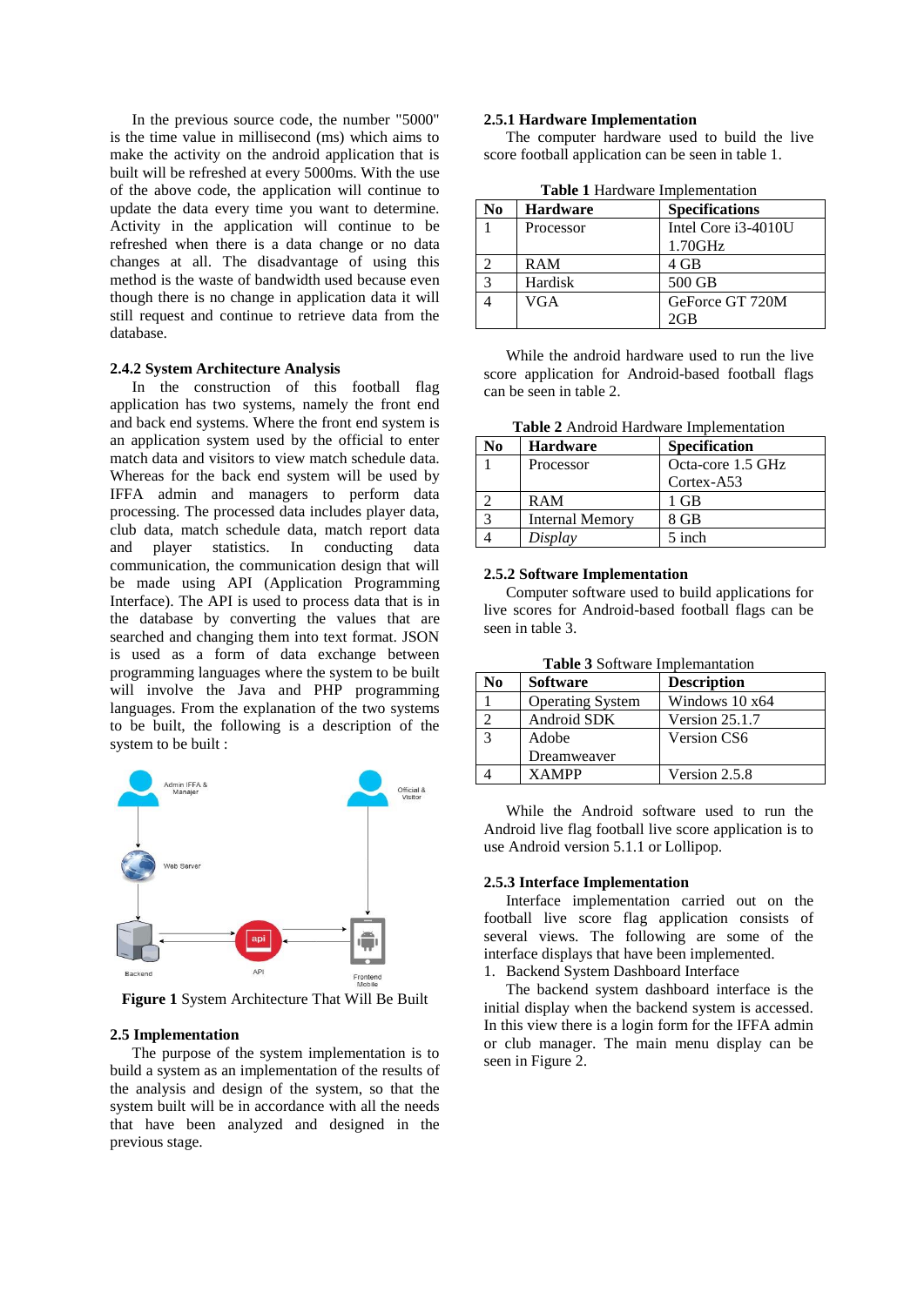In the previous source code, the number "5000" is the time value in millisecond (ms) which aims to make the activity on the android application that is built will be refreshed at every 5000ms. With the use of the above code, the application will continue to update the data every time you want to determine. Activity in the application will continue to be refreshed when there is a data change or no data changes at all. The disadvantage of using this method is the waste of bandwidth used because even though there is no change in application data it will still request and continue to retrieve data from the database.

### 2.4.2 System Architecture Analysis

In the construction of this football flag application has two systems, namely the front end and back end systems. Where the front end system is an application system used by the official to enter match data and visitors to view match schedule data. Whereas for the back end system will be used by IFFA admin and managers to perform data processing. The processed data includes player data, club data, match schedule data, match report data and player statistics. In conducting data communication, the communication design that will be made using API (Application Programming Interface). The API is used to process data that is in the database by converting the values that are searched and changing them into text format. JSON is used as a form of data exchange between programming languages where the system to be built will involve the Java and PHP programming languages. From the explanation of the two systems to be built, the following is a description of the system to be built :

**Figure 1** System Architecture That Will Be Built

### 2.5 Implementation

The purpose of the system implementation is to build a system as an implementation of the results of the analysis and design of the system, so that the system built will be in accordance with all the needs that have been analyzed and designed in the previous stage.

### 2.5.1 Hardware Implementation

The computer hardware used to build the live score football application can be seen in table 1.

**Table 1** Hardware Implementation

| No | Hardware | Specifications |
|---|---|---|
| 1 | Processor | Intel Core i3-4010U 1.70GHz |
| 2 | RAM | 4 GB |
| 3 | Hardisk | 500 GB |
| 4 | VGA | GeForce GT 720M 2GB |

While the android hardware used to run the live score application for Android-based football flags can be seen in table 2.

**Table 2** Android Hardware Implementation

| No | Hardware | Specification |
|---|---|---|
| 1 | Processor | Octa-core 1.5 GHz Cortex-A53 |
| 2 | RAM | 1 GB |
| 3 | Internal Memory | 8 GB |
| 4 | *Display* | 5 inch |

### 2.5.2 Software Implementation

Computer software used to build applications for live scores for Android-based football flags can be seen in table 3.

**Table 3** Software Implemantation

| No | Software | Description |
|---|---|---|
| 1 | Operating System | Windows 10 x64 |
| 2 | Android SDK | Version 25.1.7 |
| 3 | Adobe Dreamweaver | Version CS6 |
| 4 | XAMPP | Version 2.5.8 |

While the Android software used to run the Android live flag football live score application is to use Android version 5.1.1 or Lollipop.

### 2.5.3 Interface Implementation

Interface implementation carried out on the football live score flag application consists of several views. The following are some of the interface displays that have been implemented.

1. Backend System Dashboard Interface

The backend system dashboard interface is the initial display when the backend system is accessed. In this view there is a login form for the IFFA admin or club manager. The main menu display can be seen in Figure 2.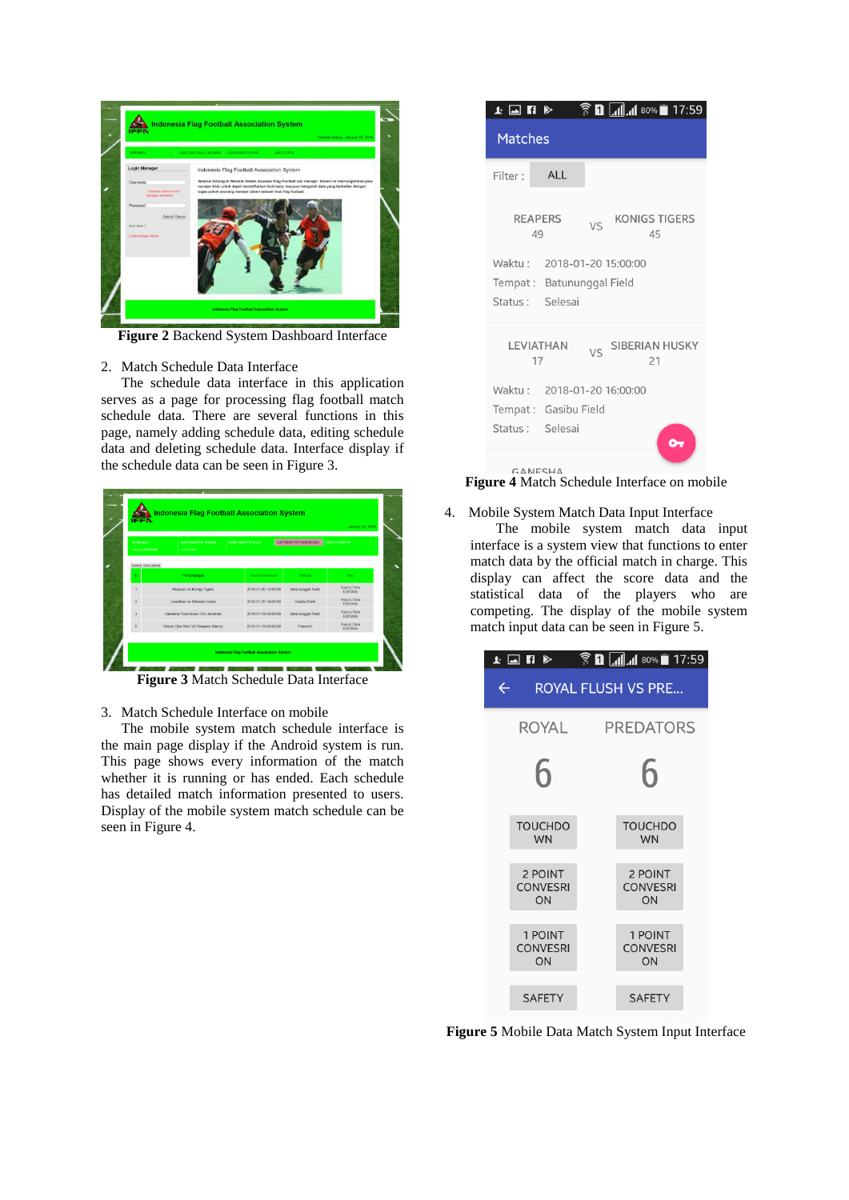**Figure 2** Backend System Dashboard Interface

2. Match Schedule Data Interface

The schedule data interface in this application serves as a page for processing flag football match schedule data. There are several functions in this page, namely adding schedule data, editing schedule data and deleting schedule data. Interface display if the schedule data can be seen in Figure 3.

**Figure 3** Match Schedule Data Interface

3. Match Schedule Interface on mobile

The mobile system match schedule interface is the main page display if the Android system is run. This page shows every information of the match whether it is running or has ended. Each schedule has detailed match information presented to users. Display of the mobile system match schedule can be seen in Figure 4.

**Figure 4** Match Schedule Interface on mobile

4. Mobile System Match Data Input Interface

The mobile system match data input interface is a system view that functions to enter match data by the official match in charge. This display can affect the score data and the statistical data of the players who are competing. The display of the mobile system match input data can be seen in Figure 5.

**Figure 5** Mobile Data Match System Input Interface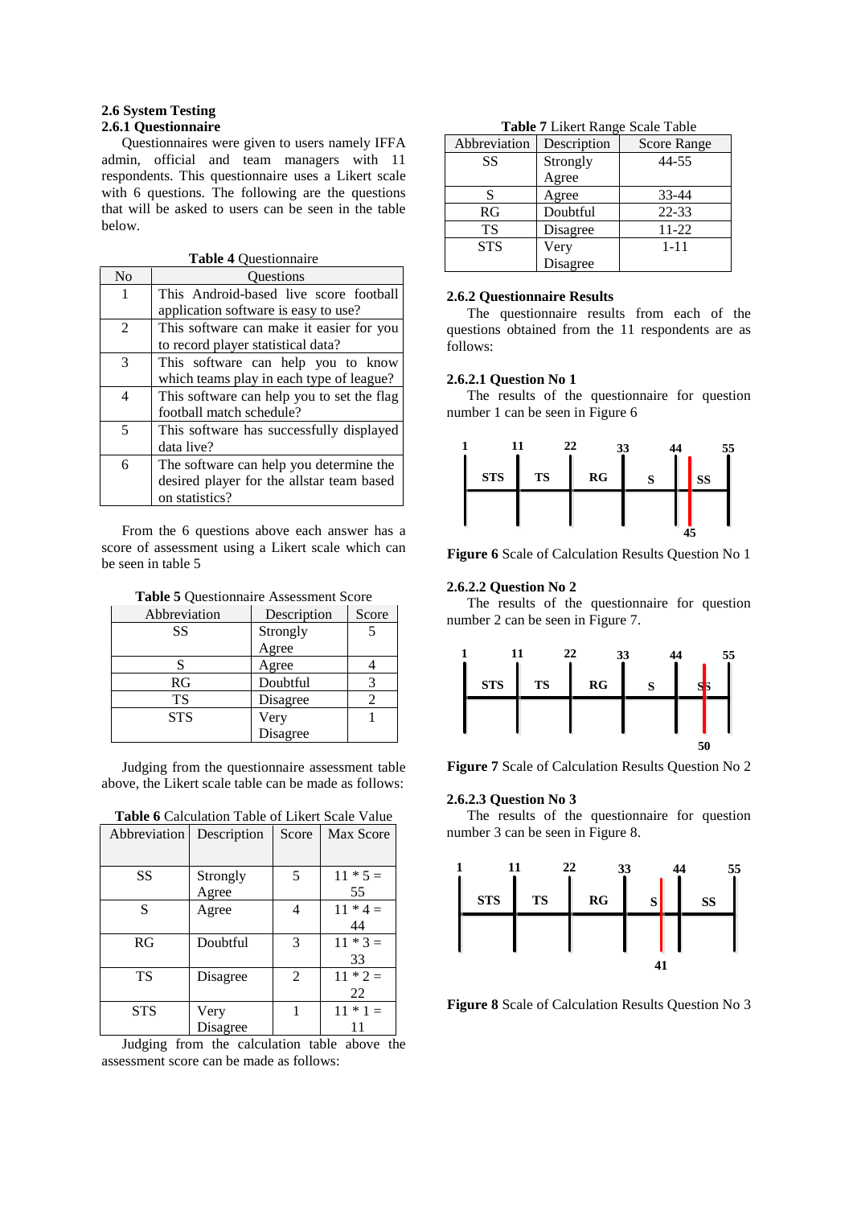### 2.6 System Testing

#### 2.6.1 Questionnaire

Questionnaires were given to users namely IFFA admin, official and team managers with 11 respondents. This questionnaire uses a Likert scale with 6 questions. The following are the questions that will be asked to users can be seen in the table below.

**Table 4** Questionnaire

| No | Questions |
|---|---|
| 1 | This Android-based live score football application software is easy to use? |
| 2 | This software can make it easier for you to record player statistical data? |
| 3 | This software can help you to know which teams play in each type of league? |
| 4 | This software can help you to set the flag football match schedule? |
| 5 | This software has successfully displayed data live? |
| 6 | The software can help you determine the desired player for the allstar team based on statistics? |

From the 6 questions above each answer has a score of assessment using a Likert scale which can be seen in table 5

**Table 5** Questionnaire Assessment Score

| Abbreviation | Description | Score |
|---|---|---|
| SS | Strongly Agree | 5 |
| S | Agree | 4 |
| RG | Doubtful | 3 |
| TS | Disagree | 2 |
| STS | Very Disagree | 1 |

Judging from the questionnaire assessment table above, the Likert scale table can be made as follows:

**Table 6** Calculation Table of Likert Scale Value

| Abbreviation | Description | Score | Max Score |
|---|---|---|---|
| SS | Strongly Agree | 5 | 11 * 5 = 55 |
| S | Agree | 4 | 11 * 4 = 44 |
| RG | Doubtful | 3 | 11 * 3 = 33 |
| TS | Disagree | 2 | 11 * 2 = 22 |
| STS | Very Disagree | 1 | 11 * 1 = 11 |

Judging from the calculation table above the assessment score can be made as follows:

**Table 7** Likert Range Scale Table

| Abbreviation | Description | Score Range |
|---|---|---|
| SS | Strongly Agree | 44-55 |
| S | Agree | 33-44 |
| RG | Doubtful | 22-33 |
| TS | Disagree | 11-22 |
| STS | Very Disagree | 1-11 |

#### 2.6.2 Questionnaire Results

The questionnaire results from each of the questions obtained from the 11 respondents are as follows:

##### 2.6.2.1 Question No 1

The results of the questionnaire for question number 1 can be seen in Figure 6

**Figure 6** Scale of Calculation Results Question No 1

##### 2.6.2.2 Question No 2

The results of the questionnaire for question number 2 can be seen in Figure 7.

**Figure 7** Scale of Calculation Results Question No 2

##### 2.6.2.3 Question No 3

The results of the questionnaire for question number 3 can be seen in Figure 8.

**Figure 8** Scale of Calculation Results Question No 3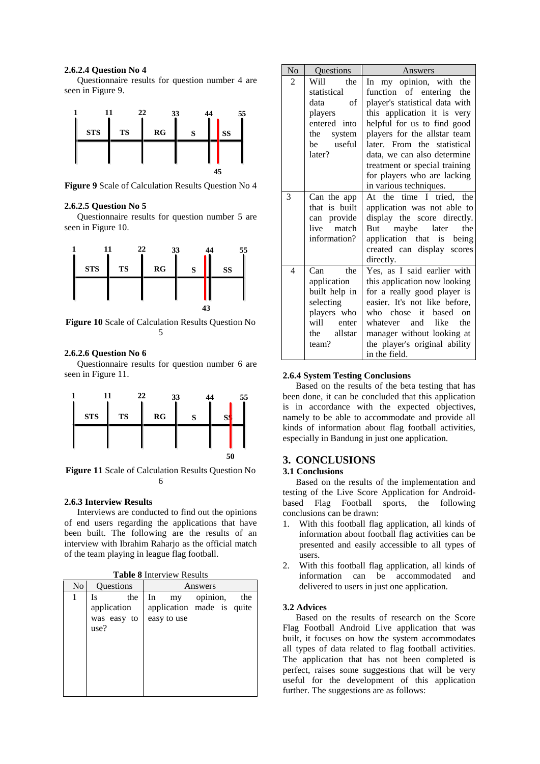#### 2.6.2.4 Question No 4

Questionnaire results for question number 4 are seen in Figure 9.

**Figure 9** Scale of Calculation Results Question No 4

#### 2.6.2.5 Question No 5

Questionnaire results for question number 5 are seen in Figure 10.

**Figure 10** Scale of Calculation Results Question No 5

#### 2.6.2.6 Question No 6

Questionnaire results for question number 6 are seen in Figure 11.

**Figure 11** Scale of Calculation Results Question No 6

### 2.6.3 Interview Results

Interviews are conducted to find out the opinions of end users regarding the applications that have been built. The following are the results of an interview with Ibrahim Raharjo as the official match of the team playing in league flag football.

**Table 8** Interview Results

| No | Questions | Answers |
|---|---|---|
| 1 | Is the application was easy to use? | In my opinion, the application made is quite easy to use |
| 2 | Will the statistical data of players entered into the system be useful later? | In my opinion, with the function of entering the player's statistical data with this application it is very helpful for us to find good players for the allstar team later. From the statistical data, we can also determine treatment or special training for players who are lacking in various techniques. |
| 3 | Can the app that is built can provide live match information? | At the time I tried, the application was not able to display the score directly. But maybe later the application that is being created can display scores directly. |
| 4 | Can the application built help in selecting players who will enter the allstar team? | Yes, as I said earlier with this application now looking for a really good player is easier. It's not like before, who chose it based on whatever and like the manager without looking at the player's original ability in the field. |

### 2.6.4 System Testing Conclusions

Based on the results of the beta testing that has been done, it can be concluded that this application is in accordance with the expected objectives, namely to be able to accommodate and provide all kinds of information about flag football activities, especially in Bandung in just one application.

## 3. CONCLUSIONS

### 3.1 Conclusions

Based on the results of the implementation and testing of the Live Score Application for Android-based Flag Football sports, the following conclusions can be drawn:

1. With this football flag application, all kinds of information about football flag activities can be presented and easily accessible to all types of users.
2. With this football flag application, all kinds of information can be accommodated and delivered to users in just one application.

### 3.2 Advices

Based on the results of research on the Score Flag Football Android Live application that was built, it focuses on how the system accommodates all types of data related to flag football activities. The application that has not been completed is perfect, raises some suggestions that will be very useful for the development of this application further. The suggestions are as follows: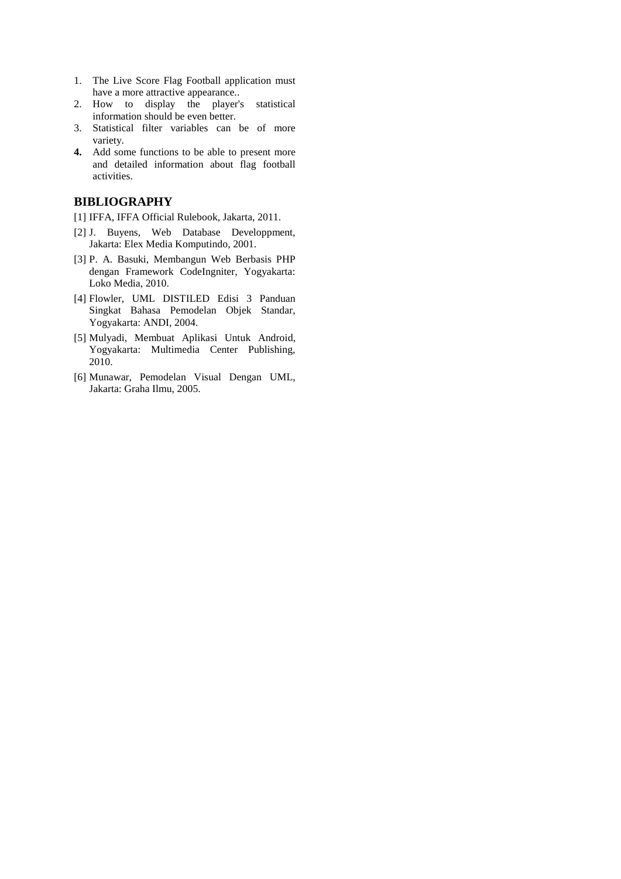1. The Live Score Flag Football application must have a more attractive appearance..
2. How to display the player's statistical information should be even better.
3. Statistical filter variables can be of more variety.
4. Add some functions to be able to present more and detailed information about flag football activities.

## BIBLIOGRAPHY

[1] IFFA, IFFA Official Rulebook, Jakarta, 2011.

[2] J. Buyens, Web Database Developpment, Jakarta: Elex Media Komputindo, 2001.

[3] P. A. Basuki, Membangun Web Berbasis PHP dengan Framework CodeIngniter, Yogyakarta: Loko Media, 2010.

[4] Flowler, UML DISTILED Edisi 3 Panduan Singkat Bahasa Pemodelan Objek Standar, Yogyakarta: ANDI, 2004.

[5] Mulyadi, Membuat Aplikasi Untuk Android, Yogyakarta: Multimedia Center Publishing, 2010.

[6] Munawar, Pemodelan Visual Dengan UML, Jakarta: Graha Ilmu, 2005.